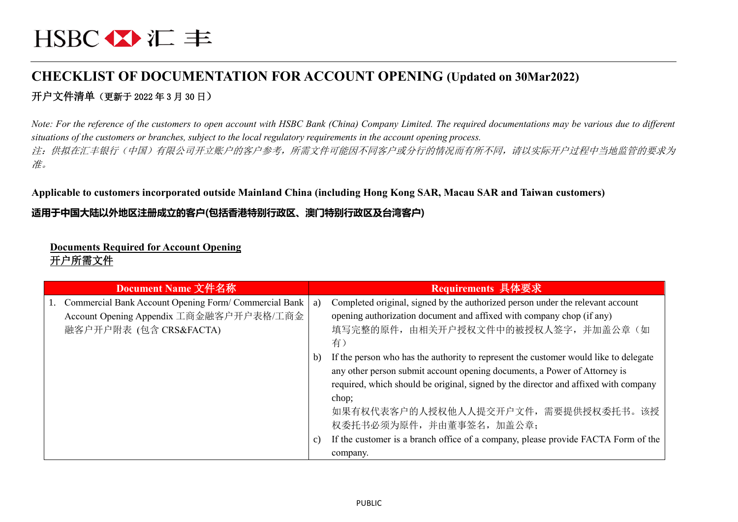HSBC 汇丰

# CHECKLIST OF DOCUMENTATION FOR ACCOUNT OPENING (Updated on 30Mar2022)

## 开户文件清单（更新于 2022 年 3 月 30 日）

*Note: For the reference of the customers to open account with HSBC Bank (China) Company Limited. The required documentations may be various due to different situations of the customers or branches, subject to the local regulatory requirements in the account opening process.*
*注：供拟在汇丰银行（中国）有限公司开立账户的客户参考，所需文件可能因不同客户或分行的情况而有所不同，请以实际开户过程中当地监管的要求为准。*

**Applicable to customers incorporated outside Mainland China (including Hong Kong SAR, Macau SAR and Taiwan customers)**

**适用于中国大陆以外地区注册成立的客户(包括香港特别行政区、澳门特别行政区及台湾客户)**

**<u>Documents Required for Account Opening</u>**
**<u>开户所需文件</u>**

| Document Name 文件名称 | Requirements 具体要求 |
|---|---|
| 1. Commercial Bank Account Opening Form/ Commercial Bank Account Opening Appendix 工商金融客户开户表格/工商金融客户开户附表 (包含 CRS&FACTA) | a) Completed original, signed by the authorized person under the relevant account opening authorization document and affixed with company chop (if any) 填写完整的原件，由相关开户授权文件中的被授权人签字，并加盖公章（如有）<br>b) If the person who has the authority to represent the customer would like to delegate any other person submit account opening documents, a Power of Attorney is required, which should be original, signed by the director and affixed with company chop; 如果有权代表客户的人授权他人人提交开户文件，需要提供授权委托书。该授权委托书必须为原件，并由董事签名，加盖公章；<br>c) If the customer is a branch office of a company, please provide FACTA Form of the company. |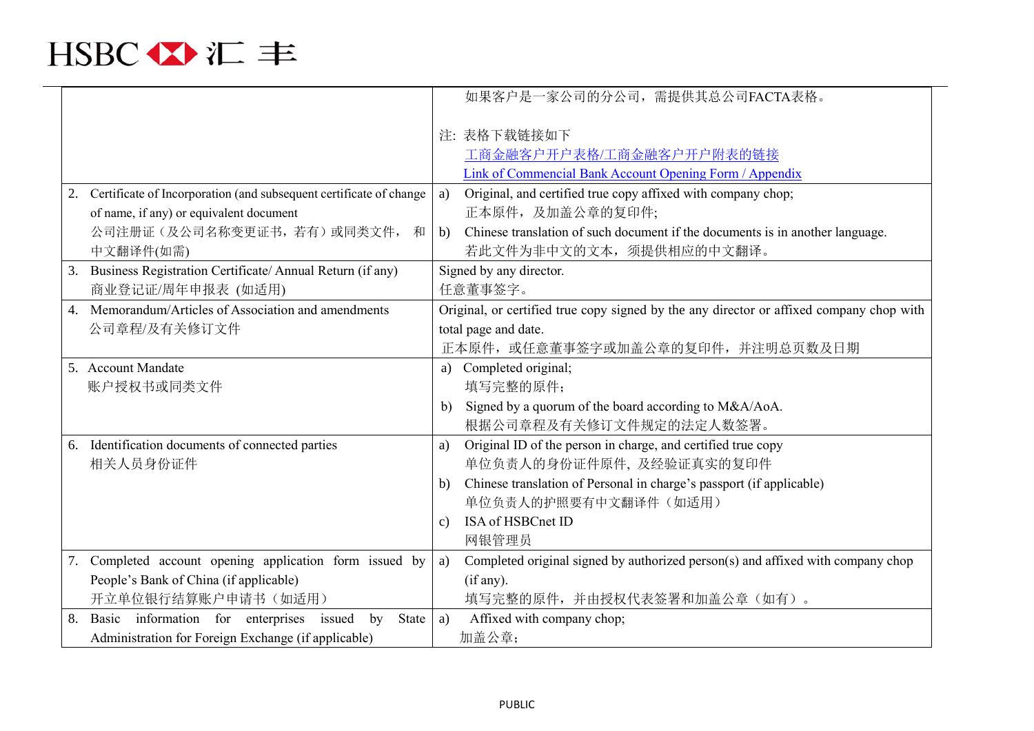| | |
|---|---|
| | 如果客户是一家公司的分公司，需提供其总公司FACTA表格。<br><br>注: 表格下载链接如下<br>工商金融客户开户表格/工商金融客户开户附表的链接<br>Link of Commercial Bank Account Opening Form / Appendix |
| 2. Certificate of Incorporation (and subsequent certificate of change of name, if any) or equivalent document<br>公司注册证（及公司名称变更证书，若有）或同类文件， 和中文翻译件(如需) | a) Original, and certified true copy affixed with company chop;<br>正本原件，及加盖公章的复印件;<br>b) Chinese translation of such document if the documents is in another language.<br>若此文件为非中文的文本，须提供相应的中文翻译。 |
| 3. Business Registration Certificate/ Annual Return (if any)<br>商业登记证/周年申报表 (如适用) | Signed by any director.<br>任意董事签字。 |
| 4. Memorandum/Articles of Association and amendments<br>公司章程/及有关修订文件 | Original, or certified true copy signed by the any director or affixed company chop with total page and date.<br>正本原件，或任意董事签字或加盖公章的复印件，并注明总页数及日期 |
| 5. Account Mandate<br>账户授权书或同类文件 | a) Completed original;<br>填写完整的原件；<br>b) Signed by a quorum of the board according to M&A/AoA.<br>根据公司章程及有关修订文件规定的法定人数签署。 |
| 6. Identification documents of connected parties<br>相关人员身份证件 | a) Original ID of the person in charge, and certified true copy<br>单位负责人的身份证件原件，及经验证真实的复印件<br>b) Chinese translation of Personal in charge's passport (if applicable)<br>单位负责人的护照要有中文翻译件（如适用）<br>c) ISA of HSBCnet ID<br>网银管理员 |
| 7. Completed account opening application form issued by People's Bank of China (if applicable)<br>开立单位银行结算账户申请书（如适用） | a) Completed original signed by authorized person(s) and affixed with company chop (if any).<br>填写完整的原件，并由授权代表签署和加盖公章（如有）。 |
| 8. Basic information for enterprises issued by State Administration for Foreign Exchange (if applicable) | a) Affixed with company chop;<br>加盖公章； |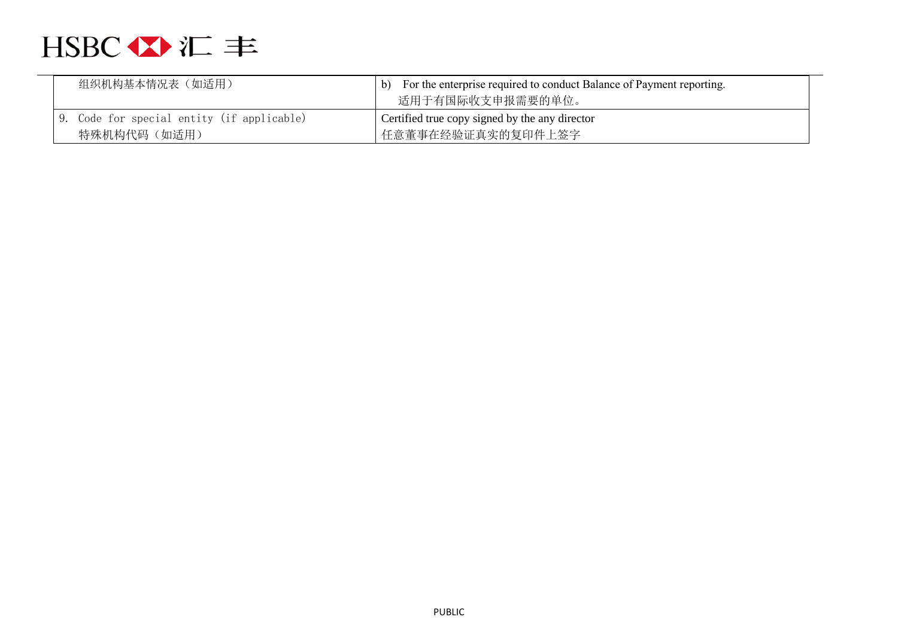| | |
|---|---|
| 组织机构基本情况表（如适用） | b) For the enterprise required to conduct Balance of Payment reporting.<br>适用于有国际收支申报需要的单位。 |
| 9. Code for special entity (if applicable)<br>特殊机构代码（如适用） | Certified true copy signed by the any director<br>任意董事在经验证真实的复印件上签字 |

PUBLIC